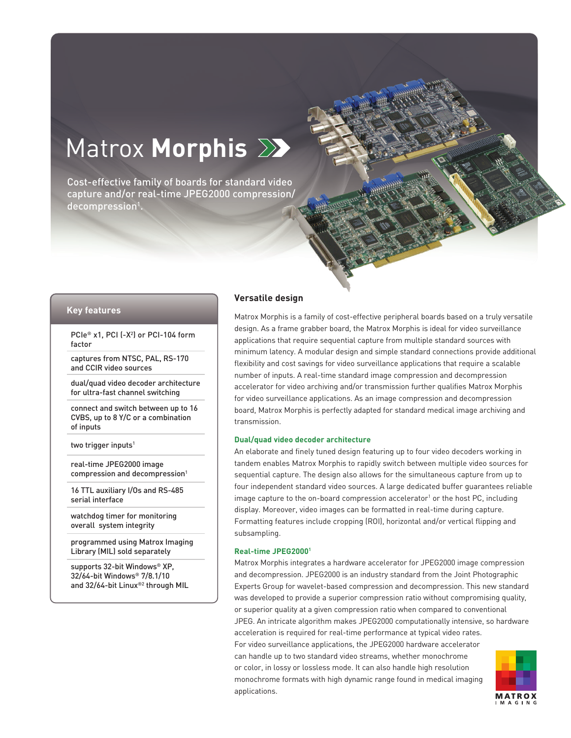# Matrox **Morphis**

Cost-effective family of boards for standard video capture and/or real-time JPEG2000 compression/decompression[1].

## Key features

- PCIe® x1, PCI (-X[2]) or PCI-104 form factor
- captures from NTSC, PAL, RS-170 and CCIR video sources
- dual/quad video decoder architecture for ultra-fast channel switching
- connect and switch between up to 16 CVBS, up to 8 Y/C or a combination of inputs
- two trigger inputs[1]
- real-time JPEG2000 image compression and decompression[1]
- 16 TTL auxiliary I/Os and RS-485 serial interface
- watchdog timer for monitoring overall system integrity
- programmed using Matrox Imaging Library (MIL) sold separately
- supports 32-bit Windows® XP, 32/64-bit Windows® 7/8.1/10 and 32/64-bit Linux®[2] through MIL

## Versatile design

Matrox Morphis is a family of cost-effective peripheral boards based on a truly versatile design. As a frame grabber board, the Matrox Morphis is ideal for video surveillance applications that require sequential capture from multiple standard sources with minimum latency. A modular design and simple standard connections provide additional flexibility and cost savings for video surveillance applications that require a scalable number of inputs. A real-time standard image compression and decompression accelerator for video archiving and/or transmission further qualifies Matrox Morphis for video surveillance applications. As an image compression and decompression board, Matrox Morphis is perfectly adapted for standard medical image archiving and transmission.

### Dual/quad video decoder architecture

An elaborate and finely tuned design featuring up to four video decoders working in tandem enables Matrox Morphis to rapidly switch between multiple video sources for sequential capture. The design also allows for the simultaneous capture from up to four independent standard video sources. A large dedicated buffer guarantees reliable image capture to the on-board compression accelerator[1] or the host PC, including display. Moreover, video images can be formatted in real-time during capture. Formatting features include cropping (ROI), horizontal and/or vertical flipping and subsampling.

### Real-time JPEG2000[1]

Matrox Morphis integrates a hardware accelerator for JPEG2000 image compression and decompression. JPEG2000 is an industry standard from the Joint Photographic Experts Group for wavelet-based compression and decompression. This new standard was developed to provide a superior compression ratio without compromising quality, or superior quality at a given compression ratio when compared to conventional JPEG. An intricate algorithm makes JPEG2000 computationally intensive, so hardware acceleration is required for real-time performance at typical video rates.
For video surveillance applications, the JPEG2000 hardware accelerator can handle up to two standard video streams, whether monochrome or color, in lossy or lossless mode. It can also handle high resolution monochrome formats with high dynamic range found in medical imaging applications.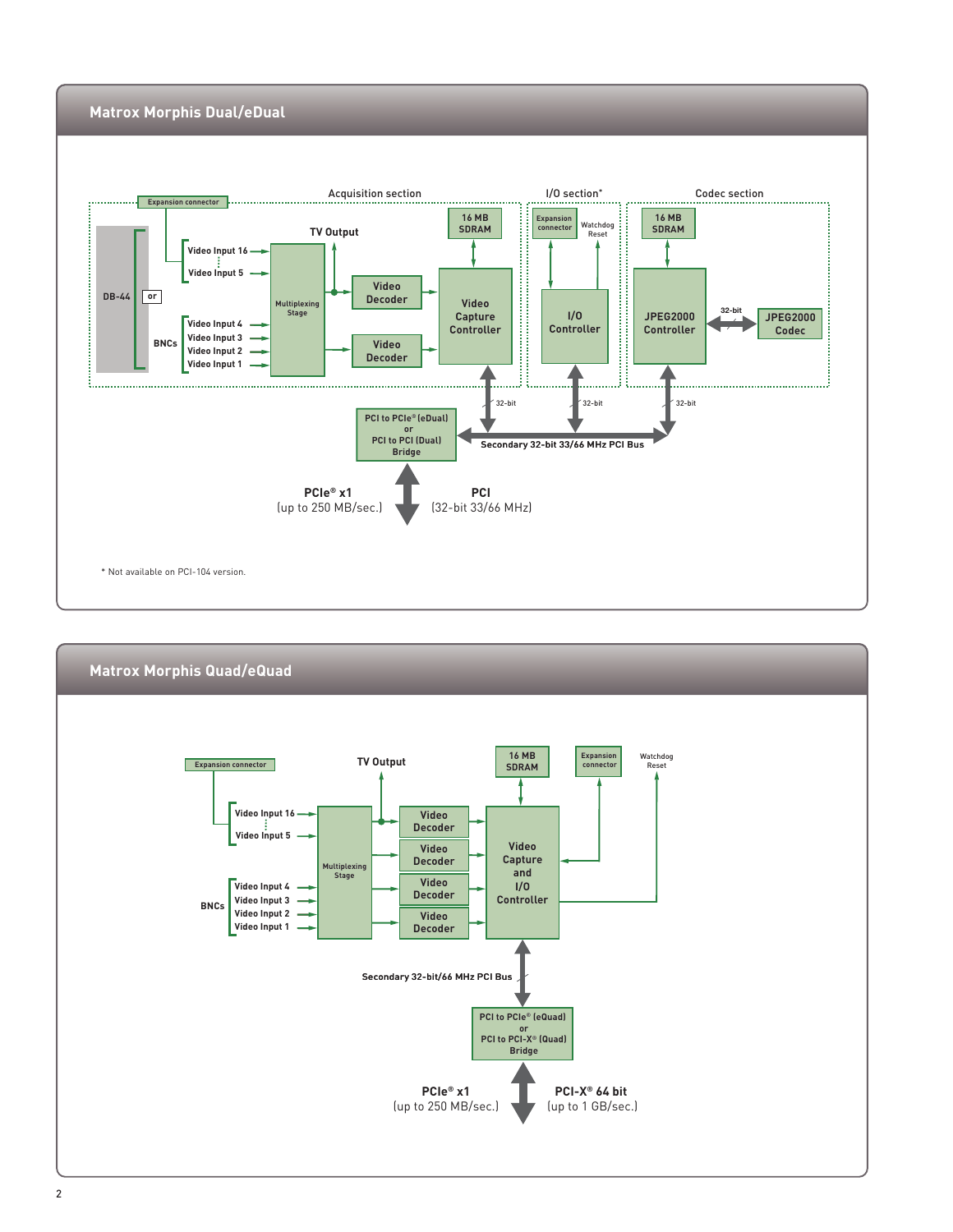## Matrox Morphis Dual/eDual

Acquisition section

I/O section*

Codec section

Expansion connector

DB-44

or

BNCs

Video Input 16

Video Input 5

Video Input 4

Video Input 3

Video Input 2

Video Input 1

TV Output

Multiplexing Stage

Video Decoder

Video Decoder

16 MB SDRAM

Video Capture Controller

Expansion connector

Watchdog Reset

I/O Controller

16 MB SDRAM

JPEG2000 Controller

32-bit

JPEG2000 Codec

32-bit

32-bit

32-bit

PCI to PCIe® (eDual) or PCI to PCI (Dual) Bridge

Secondary 32-bit 33/66 MHz PCI Bus

PCIe® x1 (up to 250 MB/sec.)

PCI (32-bit 33/66 MHz)

* Not available on PCI-104 version.

## Matrox Morphis Quad/eQuad

Expansion connector

TV Output

16 MB SDRAM

Expansion connector

Watchdog Reset

Video Input 16

Video Input 5

BNCs

Video Input 4

Video Input 3

Video Input 2

Video Input 1

Multiplexing Stage

Video Decoder

Video Decoder

Video Decoder

Video Decoder

Video Capture and I/O Controller

Secondary 32-bit/66 MHz PCI Bus

PCI to PCIe® (eQuad) or PCI to PCI-X® (Quad) Bridge

PCIe® x1 (up to 250 MB/sec.)

PCI-X® 64 bit (up to 1 GB/sec.)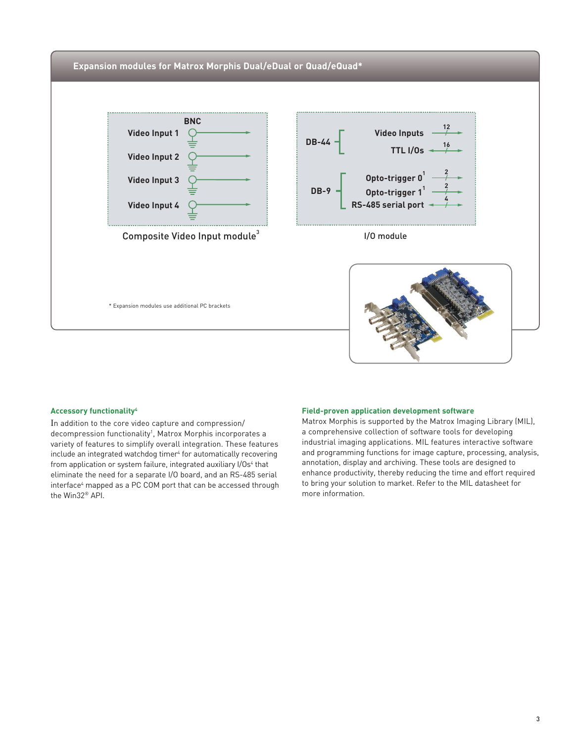## Expansion modules for Matrox Morphis Dual/eDual or Quad/eQuad*

**BNC**

- Video Input 1
- Video Input 2
- Video Input 3
- Video Input 4

Composite Video Input module[3]

**DB-44**

- Video Inputs (12)
- TTL I/Os (16)

**DB-9**

- Opto-trigger 0[1] (2)
- Opto-trigger 1[1] (2)
- RS-485 serial port (4)

I/O module

* Expansion modules use additional PC brackets

### Accessory functionality[4]

In addition to the core video capture and compression/decompression functionality[1], Matrox Morphis incorporates a variety of features to simplify overall integration. These features include an integrated watchdog timer[4] for automatically recovering from application or system failure, integrated auxiliary I/Os[4] that eliminate the need for a separate I/O board, and an RS-485 serial interface[4] mapped as a PC COM port that can be accessed through the Win32® API.

### Field-proven application development software

Matrox Morphis is supported by the Matrox Imaging Library (MIL), a comprehensive collection of software tools for developing industrial imaging applications. MIL features interactive software and programming functions for image capture, processing, analysis, annotation, display and archiving. These tools are designed to enhance productivity, thereby reducing the time and effort required to bring your solution to market. Refer to the MIL datasheet for more information.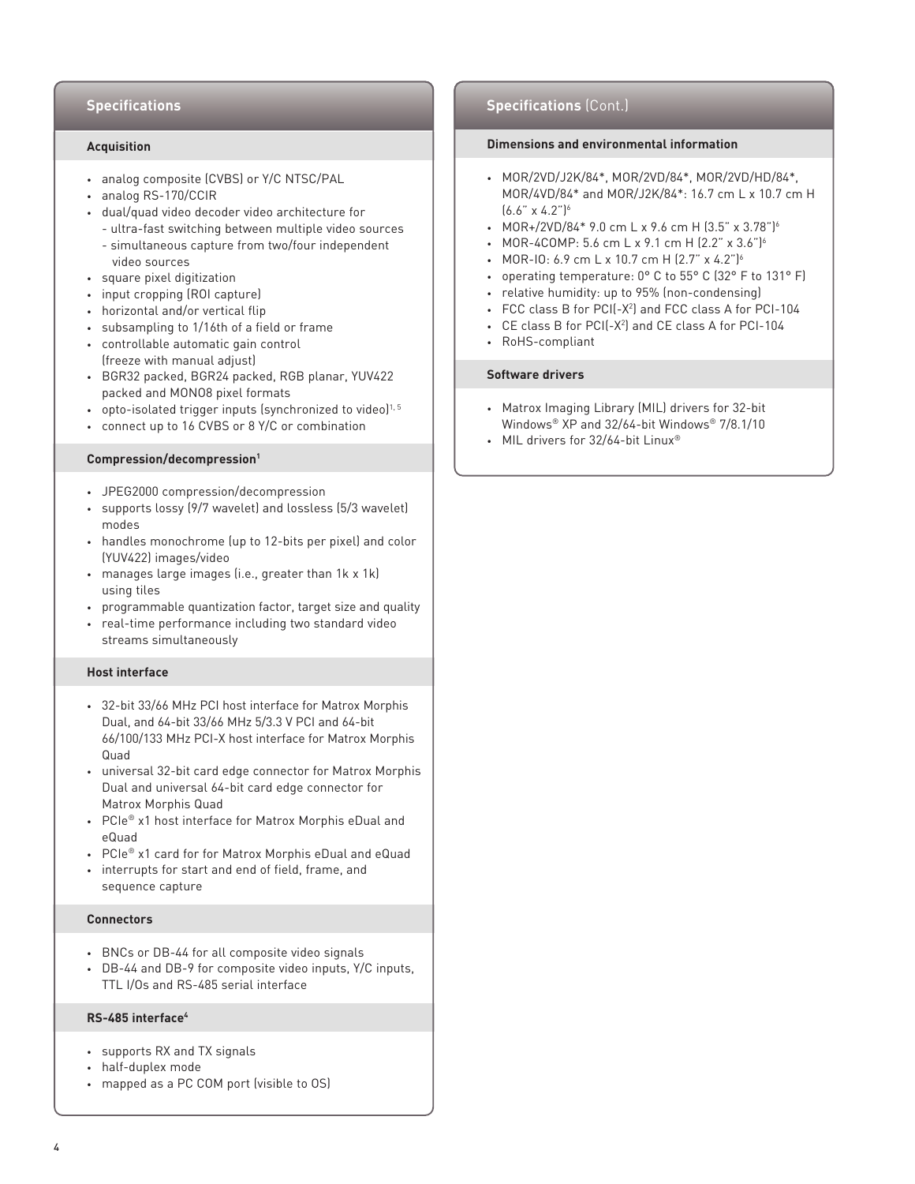## Specifications

### Acquisition

- analog composite (CVBS) or Y/C NTSC/PAL
- analog RS-170/CCIR
- dual/quad video decoder video architecture for
  - ultra-fast switching between multiple video sources
  - simultaneous capture from two/four independent video sources
- square pixel digitization
- input cropping (ROI capture)
- horizontal and/or vertical flip
- subsampling to 1/16th of a field or frame
- controllable automatic gain control (freeze with manual adjust)
- BGR32 packed, BGR24 packed, RGB planar, YUV422 packed and MONO8 pixel formats
- opto-isolated trigger inputs (synchronized to video)[1, 5]
- connect up to 16 CVBS or 8 Y/C or combination

### Compression/decompression[1]

- JPEG2000 compression/decompression
- supports lossy (9/7 wavelet) and lossless (5/3 wavelet) modes
- handles monochrome (up to 12-bits per pixel) and color (YUV422) images/video
- manages large images (i.e., greater than 1k x 1k) using tiles
- programmable quantization factor, target size and quality
- real-time performance including two standard video streams simultaneously

### Host interface

- 32-bit 33/66 MHz PCI host interface for Matrox Morphis Dual, and 64-bit 33/66 MHz 5/3.3 V PCI and 64-bit 66/100/133 MHz PCI-X host interface for Matrox Morphis Quad
- universal 32-bit card edge connector for Matrox Morphis Dual and universal 64-bit card edge connector for Matrox Morphis Quad
- PCIe® x1 host interface for Matrox Morphis eDual and eQuad
- PCIe® x1 card for for Matrox Morphis eDual and eQuad
- interrupts for start and end of field, frame, and sequence capture

### Connectors

- BNCs or DB-44 for all composite video signals
- DB-44 and DB-9 for composite video inputs, Y/C inputs, TTL I/Os and RS-485 serial interface

### RS-485 interface[4]

- supports RX and TX signals
- half-duplex mode
- mapped as a PC COM port (visible to OS)

## Specifications (Cont.)

### Dimensions and environmental information

- MOR/2VD/J2K/84*, MOR/2VD/84*, MOR/2VD/HD/84*, MOR/4VD/84* and MOR/J2K/84*: 16.7 cm L x 10.7 cm H (6.6" x 4.2")[6]
- MOR+/2VD/84* 9.0 cm L x 9.6 cm H (3.5" x 3.78")[6]
- MOR-4COMP: 5.6 cm L x 9.1 cm H (2.2" x 3.6")[6]
- MOR-IO: 6.9 cm L x 10.7 cm H (2.7" x 4.2")[6]
- operating temperature: 0° C to 55° C (32° F to 131° F)
- relative humidity: up to 95% (non-condensing)
- FCC class B for PCI(-X[2]) and FCC class A for PCI-104
- CE class B for PCI(-X[2]) and CE class A for PCI-104
- RoHS-compliant

### Software drivers

- Matrox Imaging Library (MIL) drivers for 32-bit Windows® XP and 32/64-bit Windows® 7/8.1/10
- MIL drivers for 32/64-bit Linux®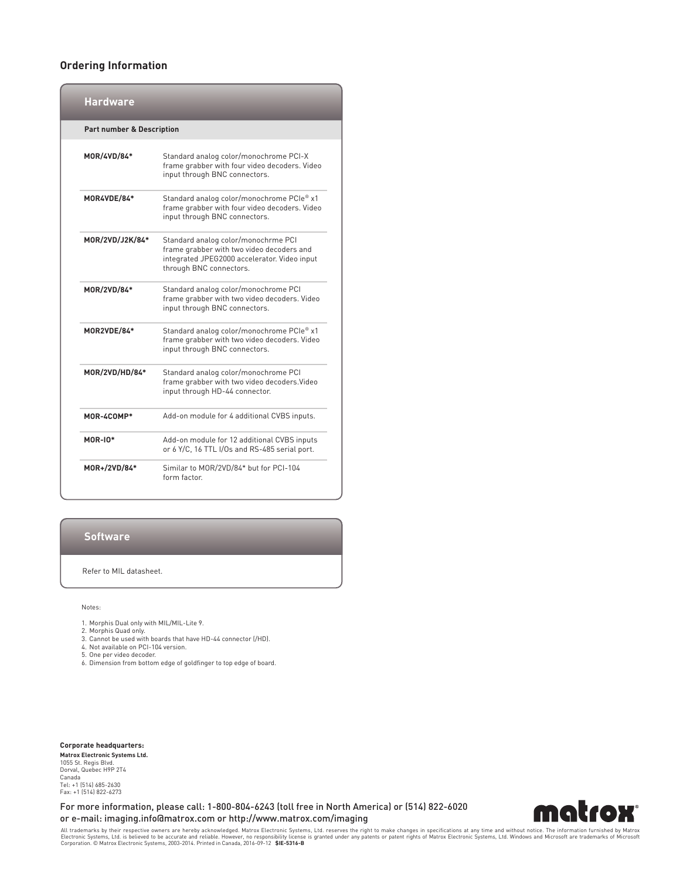## Ordering Information

### Hardware

| Part number & Description | |
|---|---|
| **MOR/4VD/84*** | Standard analog color/monochrome PCI-X frame grabber with four video decoders. Video input through BNC connectors. |
| **MOR4VDE/84*** | Standard analog color/monochrome PCIe® x1 frame grabber with four video decoders. Video input through BNC connectors. |
| **MOR/2VD/J2K/84*** | Standard analog color/monochrme PCI frame grabber with two video decoders and integrated JPEG2000 accelerator. Video input through BNC connectors. |
| **MOR/2VD/84*** | Standard analog color/monochrome PCI frame grabber with two video decoders. Video input through BNC connectors. |
| **MOR2VDE/84*** | Standard analog color/monochrome PCIe® x1 frame grabber with two video decoders. Video input through BNC connectors. |
| **MOR/2VD/HD/84*** | Standard analog color/monochrome PCI frame grabber with two video decoders.Video input through HD-44 connector. |
| **MOR-4COMP*** | Add-on module for 4 additional CVBS inputs. |
| **MOR-IO*** | Add-on module for 12 additional CVBS inputs or 6 Y/C, 16 TTL I/Os and RS-485 serial port. |
| **MOR+/2VD/84*** | Similar to MOR/2VD/84* but for PCI-104 form factor. |

### Software

Refer to MIL datasheet.

Notes:

1. Morphis Dual only with MIL/MIL-Lite 9.
2. Morphis Quad only.
3. Cannot be used with boards that have HD-44 connector (/HD).
4. Not available on PCI-104 version.
5. One per video decoder.
6. Dimension from bottom edge of goldfinger to top edge of board.

**Corporate headquarters:**
**Matrox Electronic Systems Ltd.**
1055 St. Regis Blvd.
Dorval, Quebec H9P 2T4
Canada
Tel: +1 (514) 685-2630
Fax: +1 (514) 822-6273

For more information, please call: 1-800-804-6243 (toll free in North America) or (514) 822-6020
or e-mail: imaging.info@matrox.com or http://www.matrox.com/imaging

matrox®

All trademarks by their respective owners are hereby acknowledged. Matrox Electronic Systems, Ltd. reserves the right to make changes in specifications at any time and without notice. The information furnished by Matrox Electronic Systems, Ltd. is believed to be accurate and reliable. However, no responsibility license is granted under any patents or patent rights of Matrox Electronic Systems, Ltd. Windows and Microsoft are trademarks of Microsoft Corporation. © Matrox Electronic Systems, 2003-2014. Printed in Canada, 2016-09-12 **$IE-5316-B**